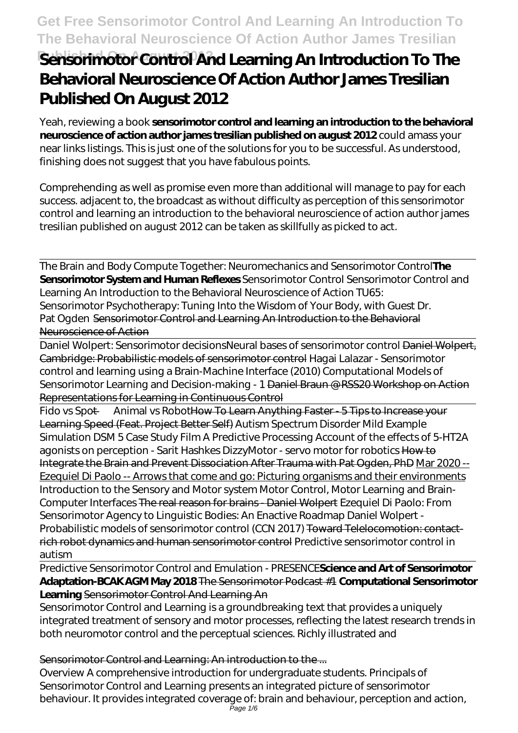# Sensorimotor Control And Learning An Introduction To The Behavioral Neuroscience Of Action Author James Tresilian Published On August 2012

Yeah, reviewing a book **sensorimotor control and learning an introduction to the behavioral neuroscience of action author james tresilian published on august 2012** could amass your near links listings. This is just one of the solutions for you to be successful. As understood, finishing does not suggest that you have fabulous points.

Comprehending as well as promise even more than additional will manage to pay for each success. adjacent to, the broadcast as without difficulty as perception of this sensorimotor control and learning an introduction to the behavioral neuroscience of action author james tresilian published on august 2012 can be taken as skillfully as picked to act.

The Brain and Body Compute Together: Neuromechanics and Sensorimotor Control **The Sensorimotor System and Human Reflexes** Sensorimotor Control Sensorimotor Control and Learning An Introduction to the Behavioral Neuroscience of Action TU65: Sensorimotor Psychotherapy: Tuning Into the Wisdom of Your Body, with Guest Dr. Pat Ogden ~~Sensorimotor Control and Learning An Introduction to the Behavioral Neuroscience of Action~~

Daniel Wolpert: Sensorimotor decisions *Neural bases of sensorimotor control* ~~Daniel Wolpert, Cambridge: Probabilistic models of sensorimotor control~~ *Hagai Lalazar - Sensorimotor control and learning using a Brain-Machine Interface (2010) Computational Models of Sensorimotor Learning and Decision-making - 1* ~~Daniel Braun @ RSS20 Workshop on Action Representations for Learning in Continuous Control~~

Fido vs Spot — Animal vs Robot ~~How To Learn Anything Faster - 5 Tips to Increase your Learning Speed (Feat. Project Better Self)~~ *Autism Spectrum Disorder Mild Example Simulation DSM 5 Case Study Film A Predictive Processing Account of the effects of 5-HT2A agonists on perception - Sarit Hashkes DizzyMotor - servo motor for robotics* ~~How to Integrate the Brain and Prevent Dissociation After Trauma with Pat Ogden, PhD~~ Mar 2020 -- Ezequiel Di Paolo -- Arrows that come and go: Picturing organisms and their environments *Introduction to the Sensory and Motor system Motor Control, Motor Learning and Brain-Computer Interfaces* ~~The real reason for brains - Daniel Wolpert~~ *Ezequiel Di Paolo: From Sensorimotor Agency to Linguistic Bodies: An Enactive Roadmap Daniel Wolpert - Probabilistic models of sensorimotor control (CCN 2017)* ~~Toward Telelocomotion: contact-rich robot dynamics and human sensorimotor control~~ *Predictive sensorimotor control in autism*

Predictive Sensorimotor Control and Emulation - PRESENCE **Science and Art of Sensorimotor Adaptation-BCAK AGM May 2018** ~~The Sensorimotor Podcast #1~~ **Computational Sensorimotor Learning** ~~Sensorimotor Control And Learning An~~

Sensorimotor Control and Learning is a groundbreaking text that provides a uniquely integrated treatment of sensory and motor processes, reflecting the latest research trends in both neuromotor control and the perceptual sciences. Richly illustrated and

Sensorimotor Control and Learning: An introduction to the ...

Overview A comprehensive introduction for undergraduate students. Principals of Sensorimotor Control and Learning presents an integrated picture of sensorimotor behaviour. It provides integrated coverage of: brain and behaviour, perception and action,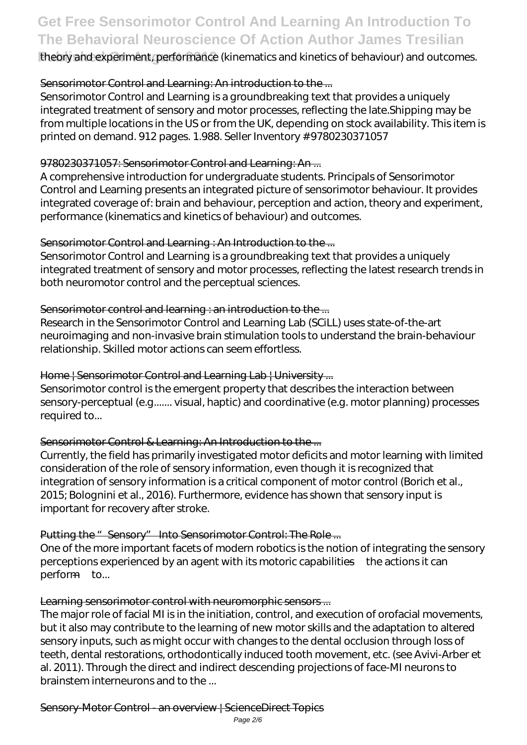theory and experiment, performance (kinematics and kinetics of behaviour) and outcomes.

### Sensorimotor Control and Learning: An introduction to the ...

Sensorimotor Control and Learning is a groundbreaking text that provides a uniquely integrated treatment of sensory and motor processes, reflecting the late.Shipping may be from multiple locations in the US or from the UK, depending on stock availability. This item is printed on demand. 912 pages. 1.988. Seller Inventory # 9780230371057

### 9780230371057: Sensorimotor Control and Learning: An ...

A comprehensive introduction for undergraduate students. Principals of Sensorimotor Control and Learning presents an integrated picture of sensorimotor behaviour. It provides integrated coverage of: brain and behaviour, perception and action, theory and experiment, performance (kinematics and kinetics of behaviour) and outcomes.

### Sensorimotor Control and Learning : An Introduction to the ...

Sensorimotor Control and Learning is a groundbreaking text that provides a uniquely integrated treatment of sensory and motor processes, reflecting the latest research trends in both neuromotor control and the perceptual sciences.

### Sensorimotor control and learning : an introduction to the ...

Research in the Sensorimotor Control and Learning Lab (SCiLL) uses state-of-the-art neuroimaging and non-invasive brain stimulation tools to understand the brain-behaviour relationship. Skilled motor actions can seem effortless.

### Home | Sensorimotor Control and Learning Lab | University ...

Sensorimotor control is the emergent property that describes the interaction between sensory-perceptual (e.g....... visual, haptic) and coordinative (e.g. motor planning) processes required to...

### Sensorimotor Control & Learning: An Introduction to the ...

Currently, the field has primarily investigated motor deficits and motor learning with limited consideration of the role of sensory information, even though it is recognized that integration of sensory information is a critical component of motor control (Borich et al., 2015; Bolognini et al., 2016). Furthermore, evidence has shown that sensory input is important for recovery after stroke.

### Putting the "Sensory" Into Sensorimotor Control: The Role ...

One of the more important facets of modern robotics is the notion of integrating the sensory perceptions experienced by an agent with its motoric capabilities—the actions it can perform—to...

### Learning sensorimotor control with neuromorphic sensors ...

The major role of facial MI is in the initiation, control, and execution of orofacial movements, but it also may contribute to the learning of new motor skills and the adaptation to altered sensory inputs, such as might occur with changes to the dental occlusion through loss of teeth, dental restorations, orthodontically induced tooth movement, etc. (see Avivi-Arber et al. 2011). Through the direct and indirect descending projections of face-MI neurons to brainstem interneurons and to the ...

### Sensory-Motor Control - an overview | ScienceDirect Topics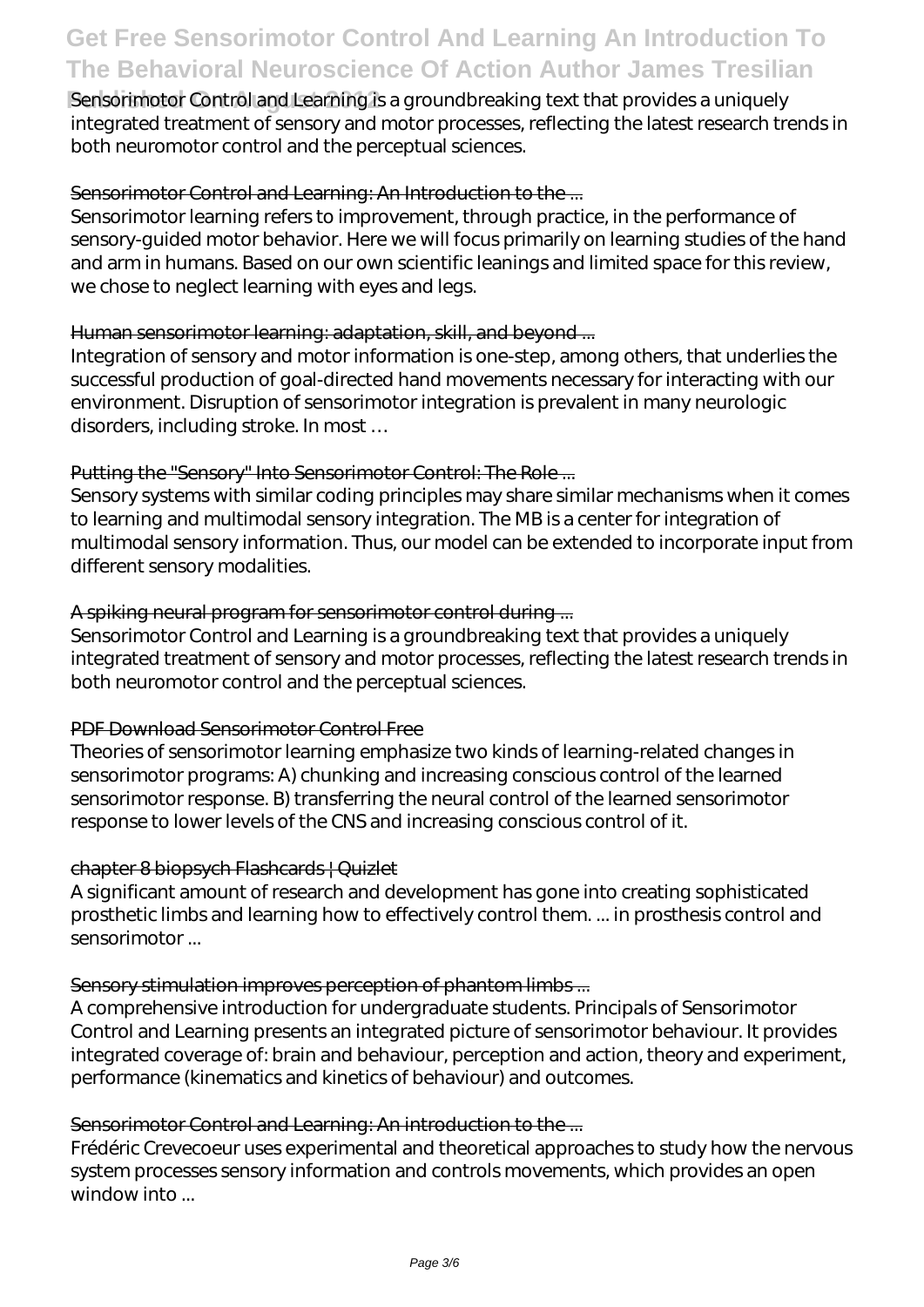Sensorimotor Control and Learning is a groundbreaking text that provides a uniquely integrated treatment of sensory and motor processes, reflecting the latest research trends in both neuromotor control and the perceptual sciences.

### Sensorimotor Control and Learning: An Introduction to the ...

Sensorimotor learning refers to improvement, through practice, in the performance of sensory-guided motor behavior. Here we will focus primarily on learning studies of the hand and arm in humans. Based on our own scientific leanings and limited space for this review, we chose to neglect learning with eyes and legs.

### Human sensorimotor learning: adaptation, skill, and beyond ...

Integration of sensory and motor information is one-step, among others, that underlies the successful production of goal-directed hand movements necessary for interacting with our environment. Disruption of sensorimotor integration is prevalent in many neurologic disorders, including stroke. In most …

### Putting the "Sensory" Into Sensorimotor Control: The Role ...

Sensory systems with similar coding principles may share similar mechanisms when it comes to learning and multimodal sensory integration. The MB is a center for integration of multimodal sensory information. Thus, our model can be extended to incorporate input from different sensory modalities.

### A spiking neural program for sensorimotor control during ...

Sensorimotor Control and Learning is a groundbreaking text that provides a uniquely integrated treatment of sensory and motor processes, reflecting the latest research trends in both neuromotor control and the perceptual sciences.

### PDF Download Sensorimotor Control Free

Theories of sensorimotor learning emphasize two kinds of learning-related changes in sensorimotor programs: A) chunking and increasing conscious control of the learned sensorimotor response. B) transferring the neural control of the learned sensorimotor response to lower levels of the CNS and increasing conscious control of it.

### chapter 8 biopsych Flashcards | Quizlet

A significant amount of research and development has gone into creating sophisticated prosthetic limbs and learning how to effectively control them. ... in prosthesis control and sensorimotor ...

### Sensory stimulation improves perception of phantom limbs ...

A comprehensive introduction for undergraduate students. Principals of Sensorimotor Control and Learning presents an integrated picture of sensorimotor behaviour. It provides integrated coverage of: brain and behaviour, perception and action, theory and experiment, performance (kinematics and kinetics of behaviour) and outcomes.

### Sensorimotor Control and Learning: An introduction to the ...

Frédéric Crevecoeur uses experimental and theoretical approaches to study how the nervous system processes sensory information and controls movements, which provides an open window into ...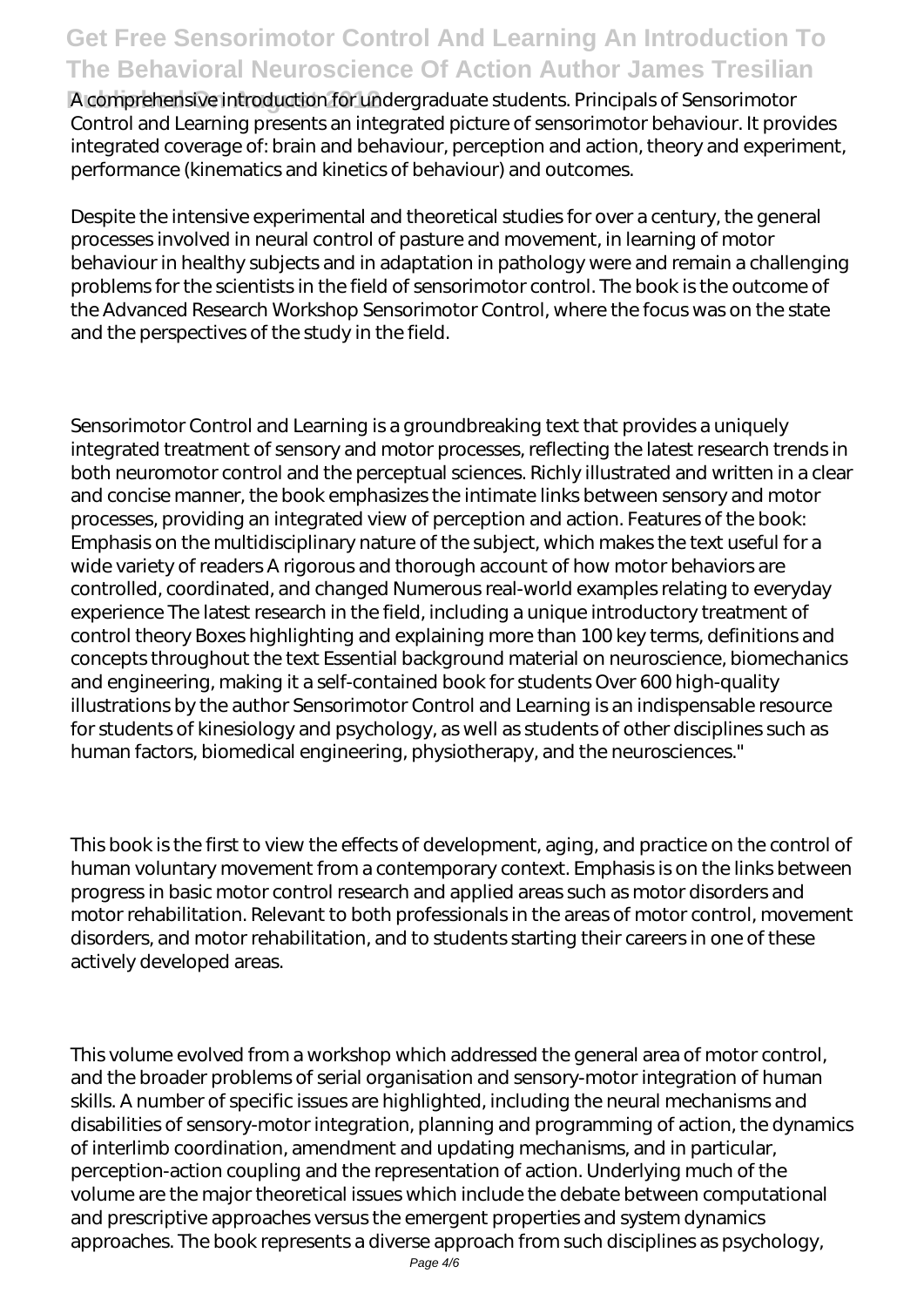A comprehensive introduction for undergraduate students. Principals of Sensorimotor Control and Learning presents an integrated picture of sensorimotor behaviour. It provides integrated coverage of: brain and behaviour, perception and action, theory and experiment, performance (kinematics and kinetics of behaviour) and outcomes.

Despite the intensive experimental and theoretical studies for over a century, the general processes involved in neural control of pasture and movement, in learning of motor behaviour in healthy subjects and in adaptation in pathology were and remain a challenging problems for the scientists in the field of sensorimotor control. The book is the outcome of the Advanced Research Workshop Sensorimotor Control, where the focus was on the state and the perspectives of the study in the field.

Sensorimotor Control and Learning is a groundbreaking text that provides a uniquely integrated treatment of sensory and motor processes, reflecting the latest research trends in both neuromotor control and the perceptual sciences. Richly illustrated and written in a clear and concise manner, the book emphasizes the intimate links between sensory and motor processes, providing an integrated view of perception and action. Features of the book: Emphasis on the multidisciplinary nature of the subject, which makes the text useful for a wide variety of readers A rigorous and thorough account of how motor behaviors are controlled, coordinated, and changed Numerous real-world examples relating to everyday experience The latest research in the field, including a unique introductory treatment of control theory Boxes highlighting and explaining more than 100 key terms, definitions and concepts throughout the text Essential background material on neuroscience, biomechanics and engineering, making it a self-contained book for students Over 600 high-quality illustrations by the author Sensorimotor Control and Learning is an indispensable resource for students of kinesiology and psychology, as well as students of other disciplines such as human factors, biomedical engineering, physiotherapy, and the neurosciences."

This book is the first to view the effects of development, aging, and practice on the control of human voluntary movement from a contemporary context. Emphasis is on the links between progress in basic motor control research and applied areas such as motor disorders and motor rehabilitation. Relevant to both professionals in the areas of motor control, movement disorders, and motor rehabilitation, and to students starting their careers in one of these actively developed areas.

This volume evolved from a workshop which addressed the general area of motor control, and the broader problems of serial organisation and sensory-motor integration of human skills. A number of specific issues are highlighted, including the neural mechanisms and disabilities of sensory-motor integration, planning and programming of action, the dynamics of interlimb coordination, amendment and updating mechanisms, and in particular, perception-action coupling and the representation of action. Underlying much of the volume are the major theoretical issues which include the debate between computational and prescriptive approaches versus the emergent properties and system dynamics approaches. The book represents a diverse approach from such disciplines as psychology,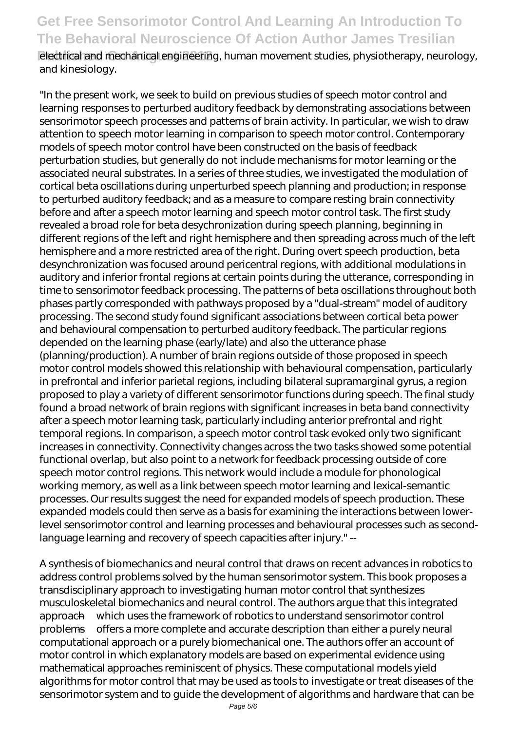electrical and mechanical engineering, human movement studies, physiotherapy, neurology, and kinesiology.

"In the present work, we seek to build on previous studies of speech motor control and learning responses to perturbed auditory feedback by demonstrating associations between sensorimotor speech processes and patterns of brain activity. In particular, we wish to draw attention to speech motor learning in comparison to speech motor control. Contemporary models of speech motor control have been constructed on the basis of feedback perturbation studies, but generally do not include mechanisms for motor learning or the associated neural substrates. In a series of three studies, we investigated the modulation of cortical beta oscillations during unperturbed speech planning and production; in response to perturbed auditory feedback; and as a measure to compare resting brain connectivity before and after a speech motor learning and speech motor control task. The first study revealed a broad role for beta desychronization during speech planning, beginning in different regions of the left and right hemisphere and then spreading across much of the left hemisphere and a more restricted area of the right. During overt speech production, beta desynchronization was focused around pericentral regions, with additional modulations in auditory and inferior frontal regions at certain points during the utterance, corresponding in time to sensorimotor feedback processing. The patterns of beta oscillations throughout both phases partly corresponded with pathways proposed by a "dual-stream" model of auditory processing. The second study found significant associations between cortical beta power and behavioural compensation to perturbed auditory feedback. The particular regions depended on the learning phase (early/late) and also the utterance phase (planning/production). A number of brain regions outside of those proposed in speech motor control models showed this relationship with behavioural compensation, particularly in prefrontal and inferior parietal regions, including bilateral supramarginal gyrus, a region proposed to play a variety of different sensorimotor functions during speech. The final study found a broad network of brain regions with significant increases in beta band connectivity after a speech motor learning task, particularly including anterior prefrontal and right temporal regions. In comparison, a speech motor control task evoked only two significant increases in connectivity. Connectivity changes across the two tasks showed some potential functional overlap, but also point to a network for feedback processing outside of core speech motor control regions. This network would include a module for phonological working memory, as well as a link between speech motor learning and lexical-semantic processes. Our results suggest the need for expanded models of speech production. These expanded models could then serve as a basis for examining the interactions between lower-level sensorimotor control and learning processes and behavioural processes such as second-language learning and recovery of speech capacities after injury." --

A synthesis of biomechanics and neural control that draws on recent advances in robotics to address control problems solved by the human sensorimotor system. This book proposes a transdisciplinary approach to investigating human motor control that synthesizes musculoskeletal biomechanics and neural control. The authors argue that this integrated approach—which uses the framework of robotics to understand sensorimotor control problems—offers a more complete and accurate description than either a purely neural computational approach or a purely biomechanical one. The authors offer an account of motor control in which explanatory models are based on experimental evidence using mathematical approaches reminiscent of physics. These computational models yield algorithms for motor control that may be used as tools to investigate or treat diseases of the sensorimotor system and to guide the development of algorithms and hardware that can be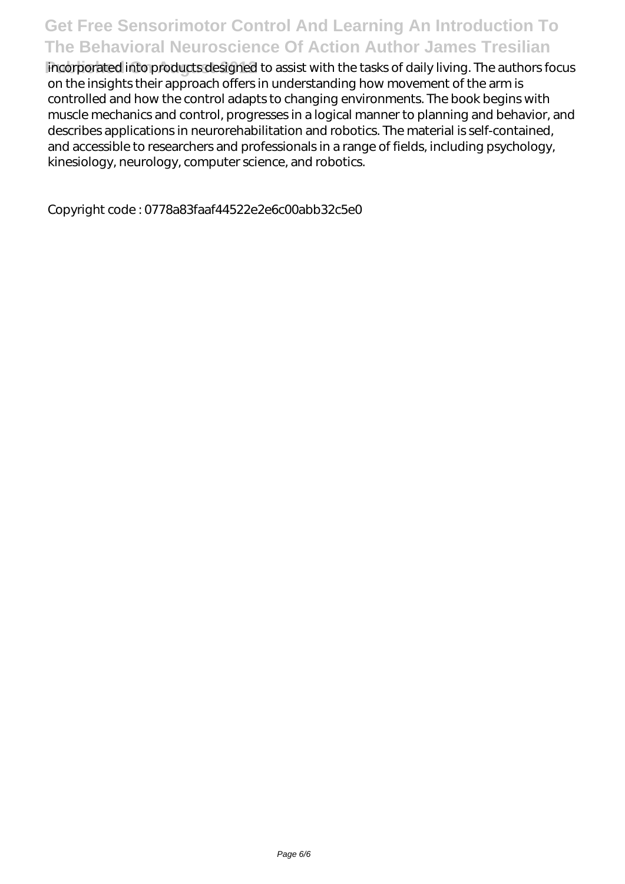incorporated into products designed to assist with the tasks of daily living. The authors focus on the insights their approach offers in understanding how movement of the arm is controlled and how the control adapts to changing environments. The book begins with muscle mechanics and control, progresses in a logical manner to planning and behavior, and describes applications in neurorehabilitation and robotics. The material is self-contained, and accessible to researchers and professionals in a range of fields, including psychology, kinesiology, neurology, computer science, and robotics.

Copyright code : 0778a83faaf44522e2e6c00abb32c5e0